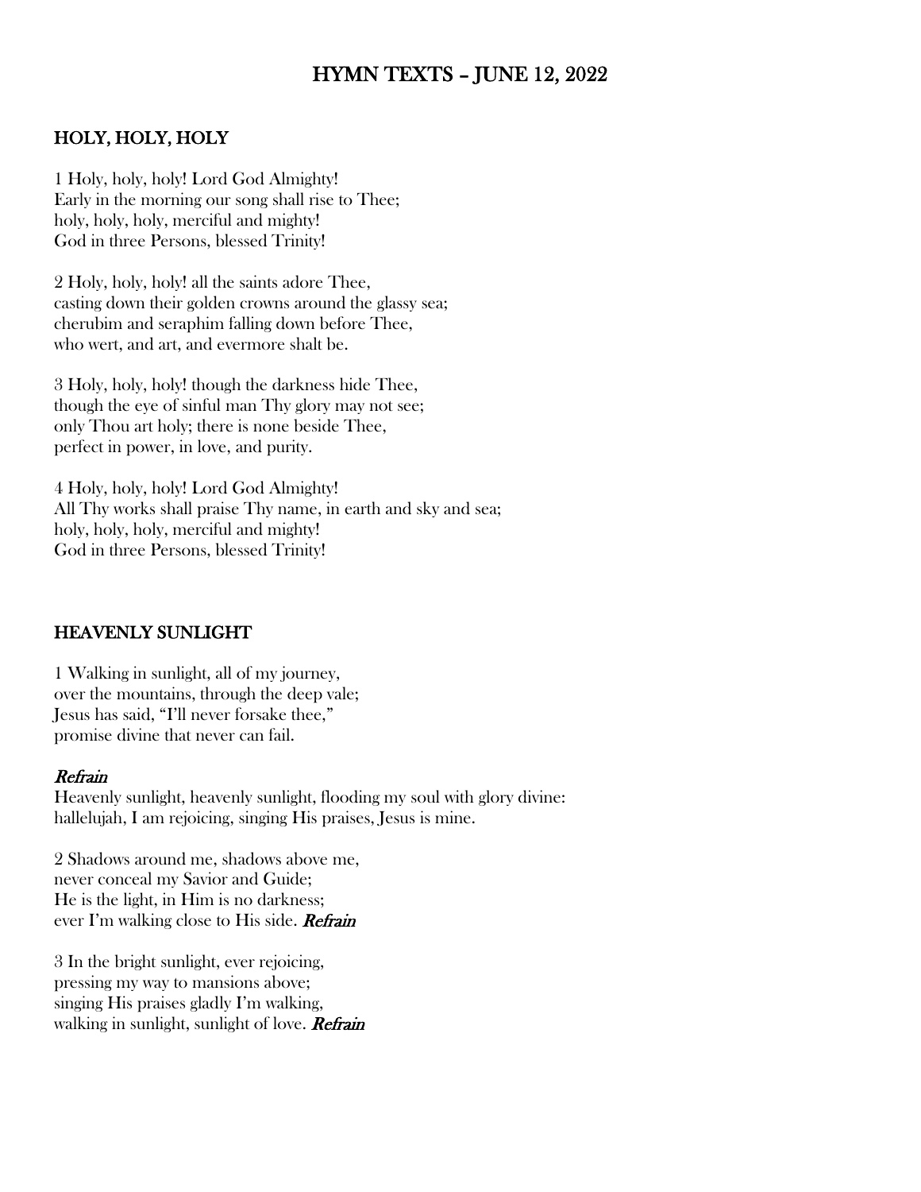# HYMN TEXTS – JUNE 12, 2022

## HOLY, HOLY, HOLY

1 Holy, holy, holy! Lord God Almighty!
Early in the morning our song shall rise to Thee;
holy, holy, holy, merciful and mighty!
God in three Persons, blessed Trinity!

2 Holy, holy, holy! all the saints adore Thee,
casting down their golden crowns around the glassy sea;
cherubim and seraphim falling down before Thee,
who wert, and art, and evermore shalt be.

3 Holy, holy, holy! though the darkness hide Thee,
though the eye of sinful man Thy glory may not see;
only Thou art holy; there is none beside Thee,
perfect in power, in love, and purity.

4 Holy, holy, holy! Lord God Almighty!
All Thy works shall praise Thy name, in earth and sky and sea;
holy, holy, holy, merciful and mighty!
God in three Persons, blessed Trinity!

## HEAVENLY SUNLIGHT

1 Walking in sunlight, all of my journey,
over the mountains, through the deep vale;
Jesus has said, "I'll never forsake thee,"
promise divine that never can fail.

***Refrain***
Heavenly sunlight, heavenly sunlight, flooding my soul with glory divine:
hallelujah, I am rejoicing, singing His praises, Jesus is mine.

2 Shadows around me, shadows above me,
never conceal my Savior and Guide;
He is the light, in Him is no darkness;
ever I'm walking close to His side. ***Refrain***

3 In the bright sunlight, ever rejoicing,
pressing my way to mansions above;
singing His praises gladly I'm walking,
walking in sunlight, sunlight of love. ***Refrain***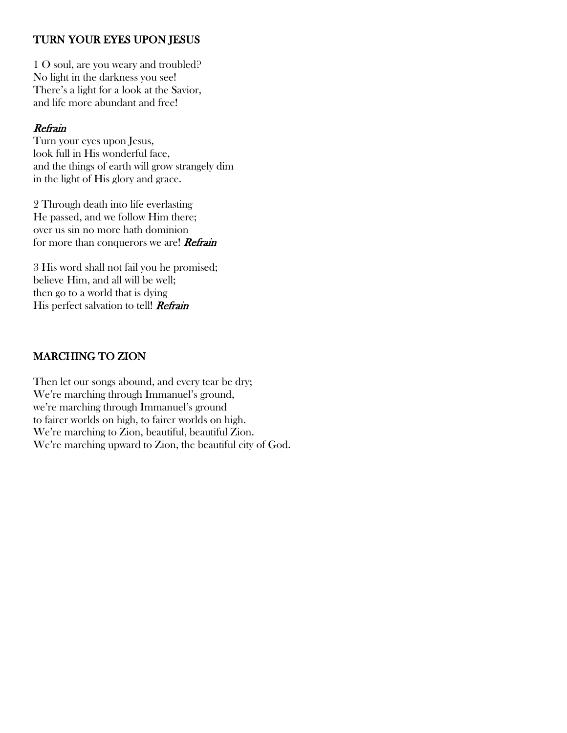## TURN YOUR EYES UPON JESUS

1 O soul, are you weary and troubled?
No light in the darkness you see!
There's a light for a look at the Savior,
and life more abundant and free!

*Refrain*
Turn your eyes upon Jesus,
look full in His wonderful face,
and the things of earth will grow strangely dim
in the light of His glory and grace.

2 Through death into life everlasting
He passed, and we follow Him there;
over us sin no more hath dominion
for more than conquerors we are! ***Refrain***

3 His word shall not fail you he promised;
believe Him, and all will be well;
then go to a world that is dying
His perfect salvation to tell! ***Refrain***

## MARCHING TO ZION

Then let our songs abound, and every tear be dry;
We're marching through Immanuel's ground,
we're marching through Immanuel's ground
to fairer worlds on high, to fairer worlds on high.
We're marching to Zion, beautiful, beautiful Zion.
We're marching upward to Zion, the beautiful city of God.